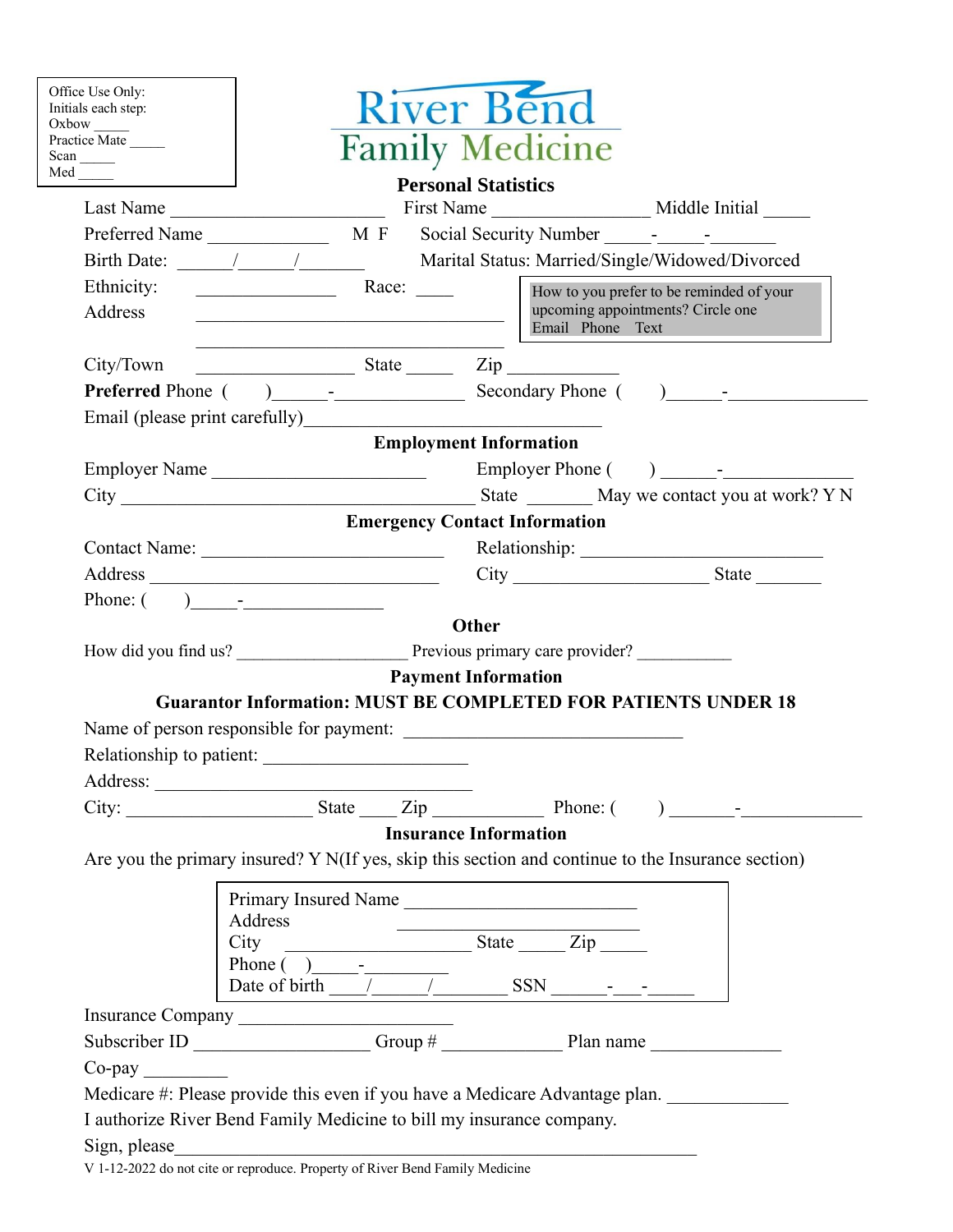Office Use Only:
Initials each step:
Oxbow _____
Practice Mate _____
Scan _____
Med _____

# River Bend Family Medicine

## Personal Statistics

Last Name _______________________ First Name _________________ Middle Initial _____

Preferred Name _____________ M F Social Security Number _____-_____-_______

Birth Date: ______/______/_______ Marital Status: Married/Single/Widowed/Divorced

Ethnicity: _______________ Race: ____

Address ____________________________________

____________________________________

How to you prefer to be reminded of your upcoming appointments? Circle one
Email Phone Text

City/Town _________________ State _____ Zip ____________

**Preferred** Phone ( )______-______________ Secondary Phone ( )______-_______________

Email (please print carefully)________________________________

## Employment Information

Employer Name _______________________ Employer Phone ( ) ______-______________

City ______________________________________ State _______ May we contact you at work? Y N

## Emergency Contact Information

Contact Name: __________________________ Relationship: __________________________

Address _______________________________ City _____________________ State _______

Phone: ( )_____-_______________

## Other

How did you find us? ___________________ Previous primary care provider? __________

## Payment Information

**Guarantor Information: MUST BE COMPLETED FOR PATIENTS UNDER 18**

Name of person responsible for payment: ______________________________

Relationship to patient: ______________________

Address: ___________________________________

City: ____________________ State ____ Zip ____________ Phone: ( ) _______-_____________

## Insurance Information

Are you the primary insured? Y N(If yes, skip this section and continue to the Insurance section)

Primary Insured Name ________________________
Address ________________________
City ____________________ State _____ Zip _____
Phone ( )_____-_________
Date of birth ____/______/________ SSN ______-___-_____

Insurance Company _______________________

Subscriber ID ___________________ Group # ____________ Plan name ______________

Co-pay _________

Medicare #: Please provide this even if you have a Medicare Advantage plan. _____________

I authorize River Bend Family Medicine to bill my insurance company.

Sign, please_________________________________________________________

V 1-12-2022 do not cite or reproduce. Property of River Bend Family Medicine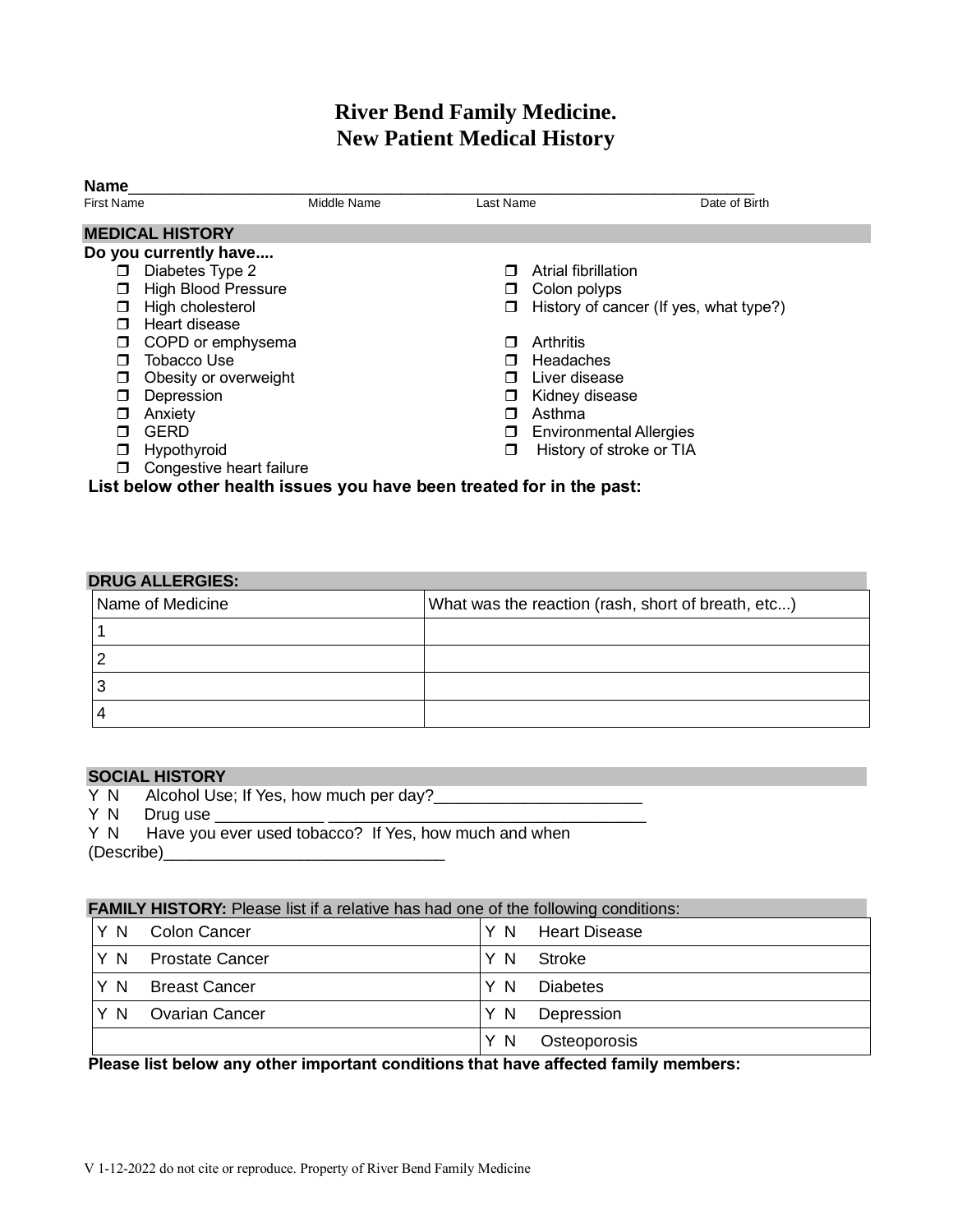# River Bend Family Medicine.
# New Patient Medical History

**Name**\_\_\_\_\_\_\_\_\_\_\_\_\_\_\_\_\_\_\_\_\_\_\_\_\_\_\_\_\_\_\_\_\_\_\_\_\_\_\_\_\_\_\_\_\_\_\_\_\_\_\_\_\_\_\_\_\_\_\_\_\_\_\_\_

First Name Middle Name Last Name Date of Birth

## MEDICAL HISTORY

**Do you currently have....**

- ❒ Diabetes Type 2
- ❒ High Blood Pressure
- ❒ High cholesterol
- ❒ Heart disease
- ❒ COPD or emphysema
- ❒ Tobacco Use
- ❒ Obesity or overweight
- ❒ Depression
- ❒ Anxiety
- ❒ GERD
- ❒ Hypothyroid
- ❒ Congestive heart failure
- ❒ Atrial fibrillation
- ❒ Colon polyps
- ❒ History of cancer (If yes, what type?)
- ❒ Arthritis
- ❒ Headaches
- ❒ Liver disease
- ❒ Kidney disease
- ❒ Asthma
- ❒ Environmental Allergies
- ❒ History of stroke or TIA

**List below other health issues you have been treated for in the past:**

## DRUG ALLERGIES:

| Name of Medicine | What was the reaction (rash, short of breath, etc...) |
|---|---|
| 1 | |
| 2 | |
| 3 | |
| 4 | |

## SOCIAL HISTORY

Y N Alcohol Use; If Yes, how much per day?\_\_\_\_\_\_\_\_\_\_\_\_\_\_\_\_\_\_\_\_\_\_\_

Y N Drug use \_\_\_\_\_\_\_\_\_\_\_\_ \_\_\_\_\_\_\_\_\_\_\_\_\_\_\_\_\_\_\_\_\_\_\_\_\_\_\_\_\_\_\_\_\_\_\_

Y N Have you ever used tobacco? If Yes, how much and when (Describe)\_\_\_\_\_\_\_\_\_\_\_\_\_\_\_\_\_\_\_\_\_\_\_\_\_\_\_\_\_\_\_

## FAMILY HISTORY:

Please list if a relative has had one of the following conditions:

| | |
|---|---|
| Y N Colon Cancer | Y N Heart Disease |
| Y N Prostate Cancer | Y N Stroke |
| Y N Breast Cancer | Y N Diabetes |
| Y N Ovarian Cancer | Y N Depression |
| | Y N Osteoporosis |

**Please list below any other important conditions that have affected family members:**

V 1-12-2022 do not cite or reproduce. Property of River Bend Family Medicine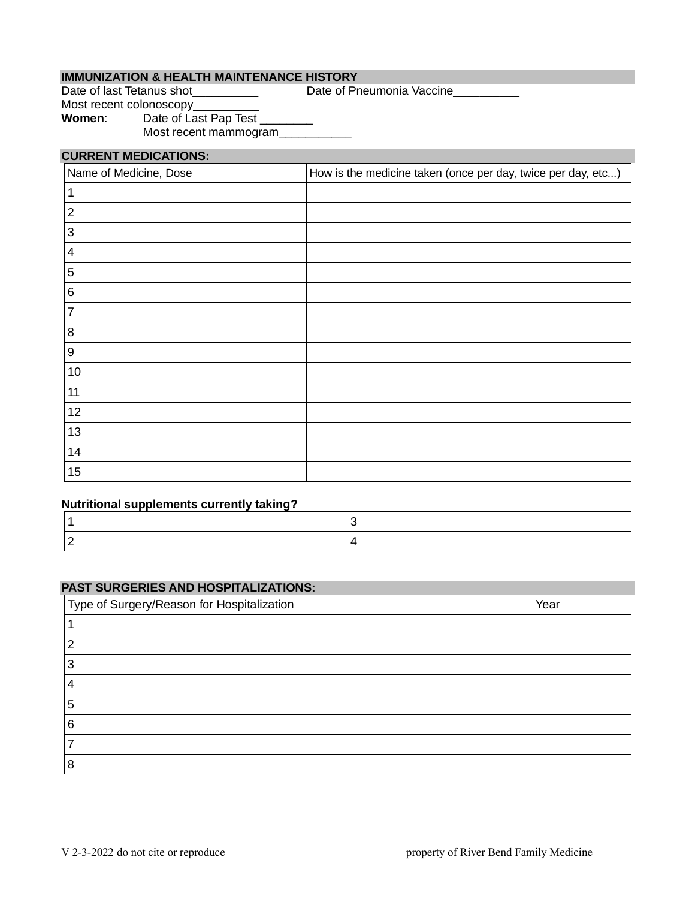## IMMUNIZATION & HEALTH MAINTENANCE HISTORY

Date of last Tetanus shot__________ Date of Pneumonia Vaccine__________

Most recent colonoscopy__________

**Women**: Date of Last Pap Test ________

Most recent mammogram___________

## CURRENT MEDICATIONS:

| Name of Medicine, Dose | How is the medicine taken (once per day, twice per day, etc...) |
|---|---|
| 1 | |
| 2 | |
| 3 | |
| 4 | |
| 5 | |
| 6 | |
| 7 | |
| 8 | |
| 9 | |
| 10 | |
| 11 | |
| 12 | |
| 13 | |
| 14 | |
| 15 | |

**Nutritional supplements currently taking?**

| | |
|---|---|
| 1 | 3 |
| 2 | 4 |

## PAST SURGERIES AND HOSPITALIZATIONS:

| Type of Surgery/Reason for Hospitalization | Year |
|---|---|
| 1 | |
| 2 | |
| 3 | |
| 4 | |
| 5 | |
| 6 | |
| 7 | |
| 8 | |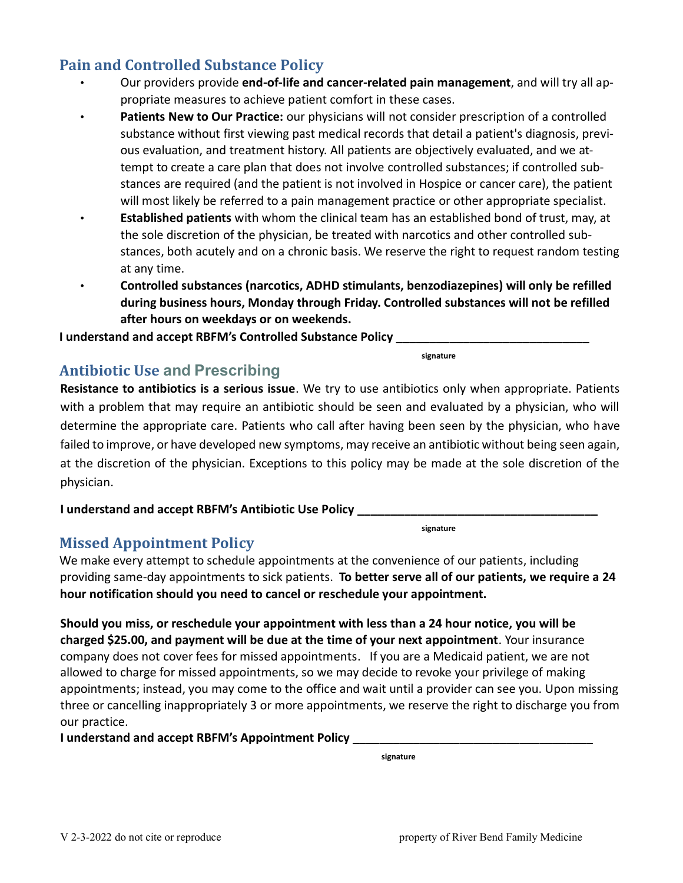## Pain and Controlled Substance Policy

- Our providers provide **end-of-life and cancer-related pain management**, and will try all appropriate measures to achieve patient comfort in these cases.
- **Patients New to Our Practice:** our physicians will not consider prescription of a controlled substance without first viewing past medical records that detail a patient's diagnosis, previous evaluation, and treatment history. All patients are objectively evaluated, and we attempt to create a care plan that does not involve controlled substances; if controlled substances are required (and the patient is not involved in Hospice or cancer care), the patient will most likely be referred to a pain management practice or other appropriate specialist.
- **Established patients** with whom the clinical team has an established bond of trust, may, at the sole discretion of the physician, be treated with narcotics and other controlled substances, both acutely and on a chronic basis. We reserve the right to request random testing at any time.
- **Controlled substances (narcotics, ADHD stimulants, benzodiazepines) will only be refilled during business hours, Monday through Friday. Controlled substances will not be refilled after hours on weekdays or on weekends.**

**I understand and accept RBFM's Controlled Substance Policy** ______________________________

signature

## Antibiotic Use and Prescribing

**Resistance to antibiotics is a serious issue**. We try to use antibiotics only when appropriate. Patients with a problem that may require an antibiotic should be seen and evaluated by a physician, who will determine the appropriate care. Patients who call after having been seen by the physician, who have failed to improve, or have developed new symptoms, may receive an antibiotic without being seen again, at the discretion of the physician. Exceptions to this policy may be made at the sole discretion of the physician.

**I understand and accept RBFM's Antibiotic Use Policy** ______________________________________

signature

## Missed Appointment Policy

We make every attempt to schedule appointments at the convenience of our patients, including providing same-day appointments to sick patients. **To better serve all of our patients, we require a 24 hour notification should you need to cancel or reschedule your appointment.**

**Should you miss, or reschedule your appointment with less than a 24 hour notice, you will be charged $25.00, and payment will be due at the time of your next appointment**. Your insurance company does not cover fees for missed appointments. If you are a Medicaid patient, we are not allowed to charge for missed appointments, so we may decide to revoke your privilege of making appointments; instead, you may come to the office and wait until a provider can see you. Upon missing three or cancelling inappropriately 3 or more appointments, we reserve the right to discharge you from our practice.

**I understand and accept RBFM's Appointment Policy** ______________________________________

signature

V 2-3-2022 do not cite or reproduce property of River Bend Family Medicine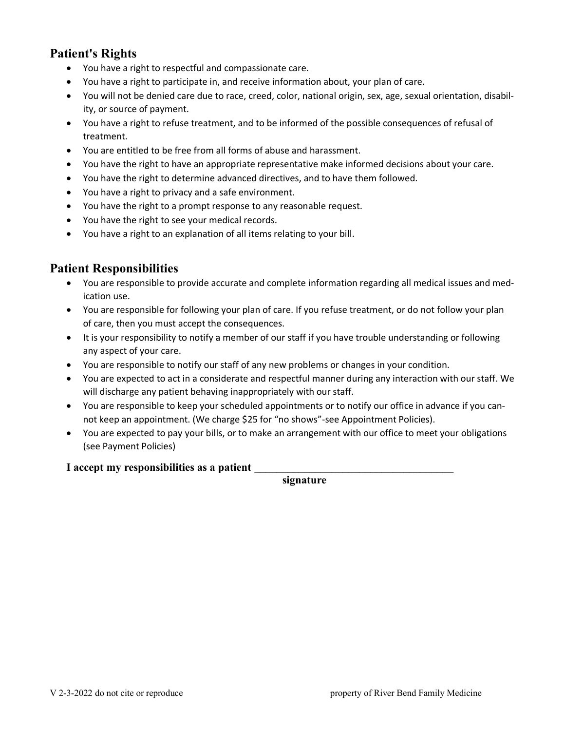## Patient's Rights

- You have a right to respectful and compassionate care.
- You have a right to participate in, and receive information about, your plan of care.
- You will not be denied care due to race, creed, color, national origin, sex, age, sexual orientation, disability, or source of payment.
- You have a right to refuse treatment, and to be informed of the possible consequences of refusal of treatment.
- You are entitled to be free from all forms of abuse and harassment.
- You have the right to have an appropriate representative make informed decisions about your care.
- You have the right to determine advanced directives, and to have them followed.
- You have a right to privacy and a safe environment.
- You have the right to a prompt response to any reasonable request.
- You have the right to see your medical records.
- You have a right to an explanation of all items relating to your bill.

## Patient Responsibilities

- You are responsible to provide accurate and complete information regarding all medical issues and medication use.
- You are responsible for following your plan of care. If you refuse treatment, or do not follow your plan of care, then you must accept the consequences.
- It is your responsibility to notify a member of our staff if you have trouble understanding or following any aspect of your care.
- You are responsible to notify our staff of any new problems or changes in your condition.
- You are expected to act in a considerate and respectful manner during any interaction with our staff. We will discharge any patient behaving inappropriately with our staff.
- You are responsible to keep your scheduled appointments or to notify our office in advance if you cannot keep an appointment. (We charge $25 for "no shows"-see Appointment Policies).
- You are expected to pay your bills, or to make an arrangement with our office to meet your obligations (see Payment Policies)

**I accept my responsibilities as a patient \_\_\_\_\_\_\_\_\_\_\_\_\_\_\_\_\_\_\_\_\_\_\_\_\_\_\_\_\_\_\_\_\_\_\_\_\_**

**signature**

V 2-3-2022 do not cite or reproduce property of River Bend Family Medicine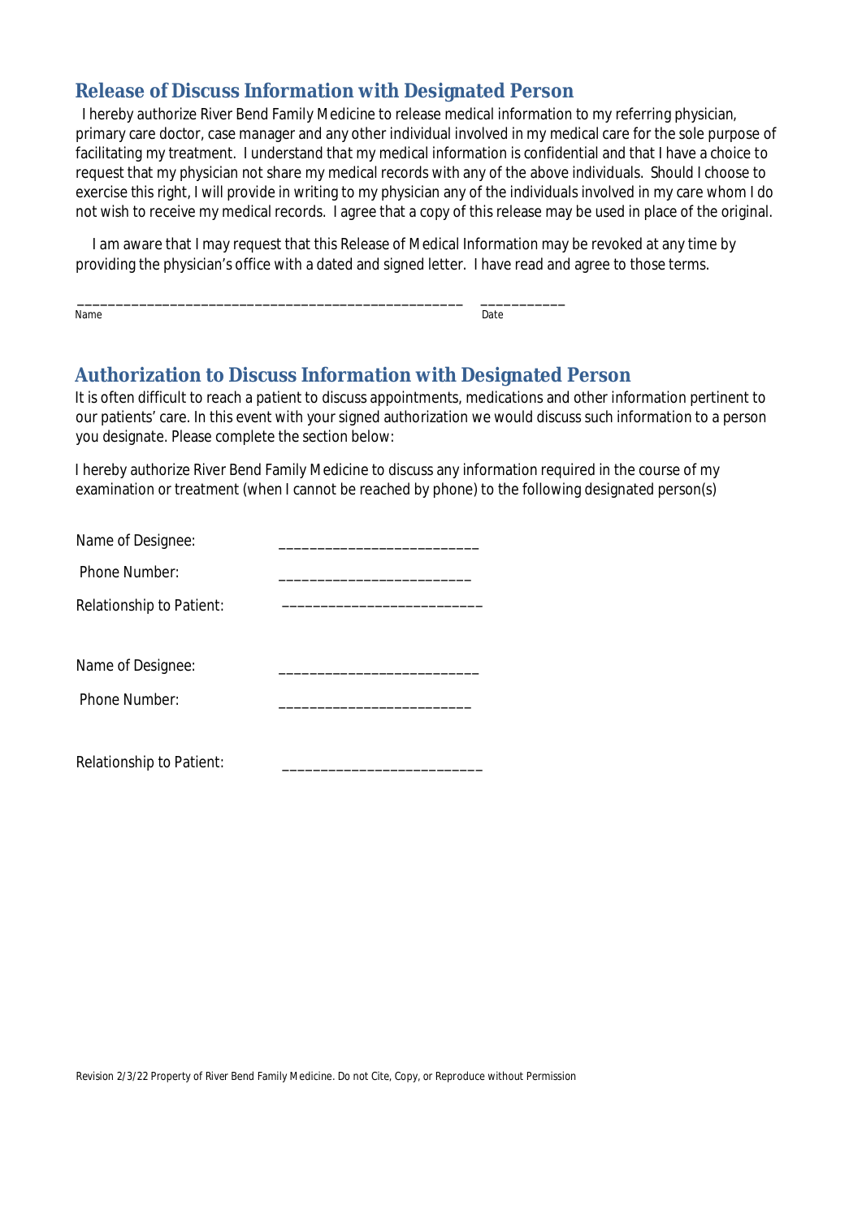## Release of Discuss Information with Designated Person

I hereby authorize River Bend Family Medicine to release medical information to my referring physician, primary care doctor, case manager and any other individual involved in my medical care for the sole purpose of facilitating my treatment. I understand that my medical information is confidential and that I have a choice to request that my physician not share my medical records with any of the above individuals. Should I choose to exercise this right, I will provide in writing to my physician any of the individuals involved in my care whom I do not wish to receive my medical records. I agree that a copy of this release may be used in place of the original.

I am aware that I may request that this Release of Medical Information may be revoked at any time by providing the physician's office with a dated and signed letter. I have read and agree to those terms.

_____________________________________________________ ___________
Name Date

## Authorization to Discuss Information with Designated Person

It is often difficult to reach a patient to discuss appointments, medications and other information pertinent to our patients' care. In this event with your signed authorization we would discuss such information to a person you designate. Please complete the section below:

I hereby authorize River Bend Family Medicine to discuss any information required in the course of my examination or treatment (when I cannot be reached by phone) to the following designated person(s)

Name of Designee: _________________________

Phone Number: ________________________

Relationship to Patient: _________________________

Name of Designee: _________________________

Phone Number: ________________________

Relationship to Patient: _________________________

Revision 2/3/22 Property of River Bend Family Medicine. Do not Cite, Copy, or Reproduce without Permission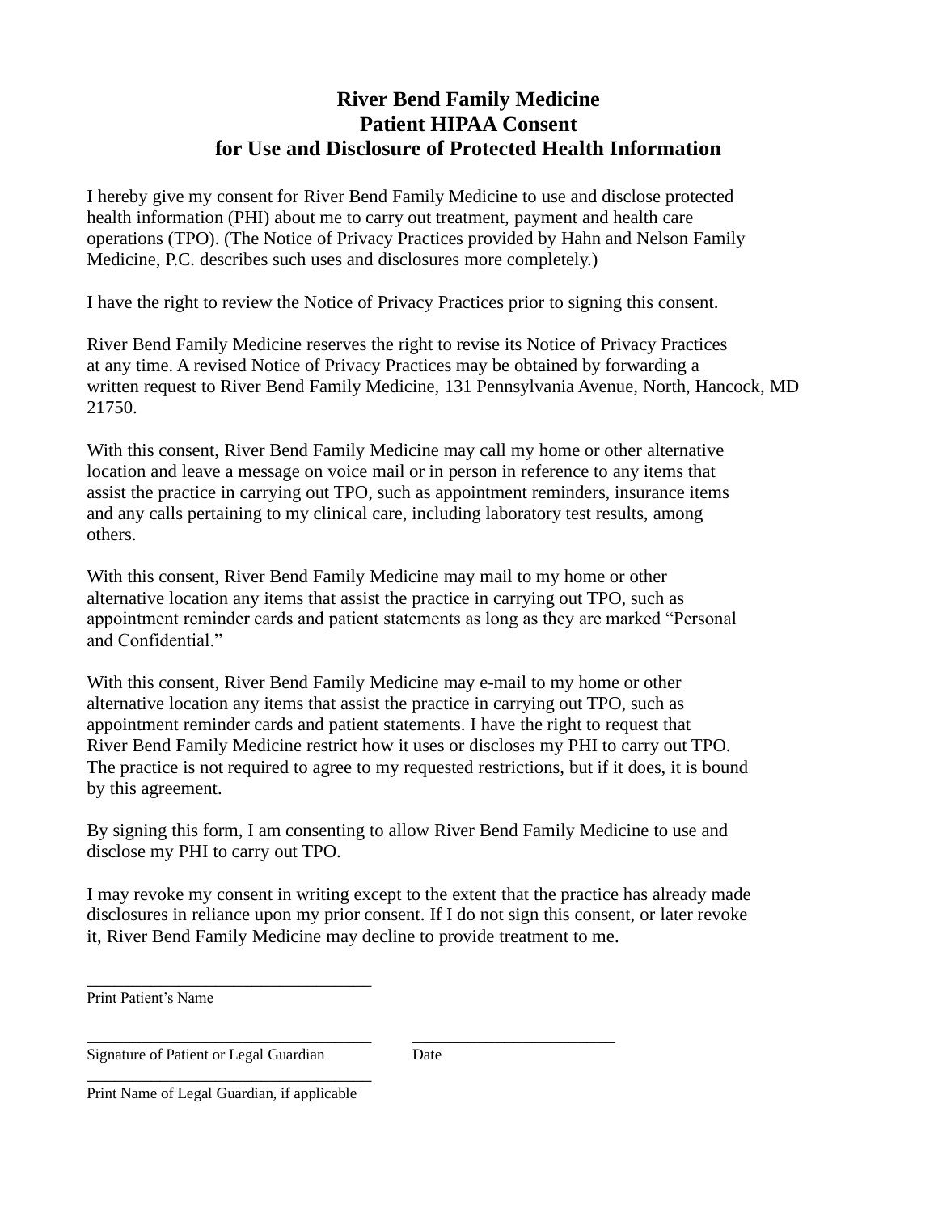# River Bend Family Medicine
# Patient HIPAA Consent
# for Use and Disclosure of Protected Health Information

I hereby give my consent for River Bend Family Medicine to use and disclose protected health information (PHI) about me to carry out treatment, payment and health care operations (TPO). (The Notice of Privacy Practices provided by Hahn and Nelson Family Medicine, P.C. describes such uses and disclosures more completely.)

I have the right to review the Notice of Privacy Practices prior to signing this consent.

River Bend Family Medicine reserves the right to revise its Notice of Privacy Practices at any time. A revised Notice of Privacy Practices may be obtained by forwarding a written request to River Bend Family Medicine, 131 Pennsylvania Avenue, North, Hancock, MD 21750.

With this consent, River Bend Family Medicine may call my home or other alternative location and leave a message on voice mail or in person in reference to any items that assist the practice in carrying out TPO, such as appointment reminders, insurance items and any calls pertaining to my clinical care, including laboratory test results, among others.

With this consent, River Bend Family Medicine may mail to my home or other alternative location any items that assist the practice in carrying out TPO, such as appointment reminder cards and patient statements as long as they are marked "Personal and Confidential."

With this consent, River Bend Family Medicine may e-mail to my home or other alternative location any items that assist the practice in carrying out TPO, such as appointment reminder cards and patient statements. I have the right to request that River Bend Family Medicine restrict how it uses or discloses my PHI to carry out TPO. The practice is not required to agree to my requested restrictions, but if it does, it is bound by this agreement.

By signing this form, I am consenting to allow River Bend Family Medicine to use and disclose my PHI to carry out TPO.

I may revoke my consent in writing except to the extent that the practice has already made disclosures in reliance upon my prior consent. If I do not sign this consent, or later revoke it, River Bend Family Medicine may decline to provide treatment to me.

\_\_\_\_\_\_\_\_\_\_\_\_\_\_\_\_\_\_\_\_\_\_\_\_\_\_\_\_\_\_\_\_\_\_
Print Patient's Name

\_\_\_\_\_\_\_\_\_\_\_\_\_\_\_\_\_\_\_\_\_\_\_\_\_\_\_\_\_\_\_\_\_\_ \_\_\_\_\_\_\_\_\_\_\_\_\_\_\_\_\_\_\_\_\_\_\_\_
Signature of Patient or Legal Guardian Date

\_\_\_\_\_\_\_\_\_\_\_\_\_\_\_\_\_\_\_\_\_\_\_\_\_\_\_\_\_\_\_\_\_\_
Print Name of Legal Guardian, if applicable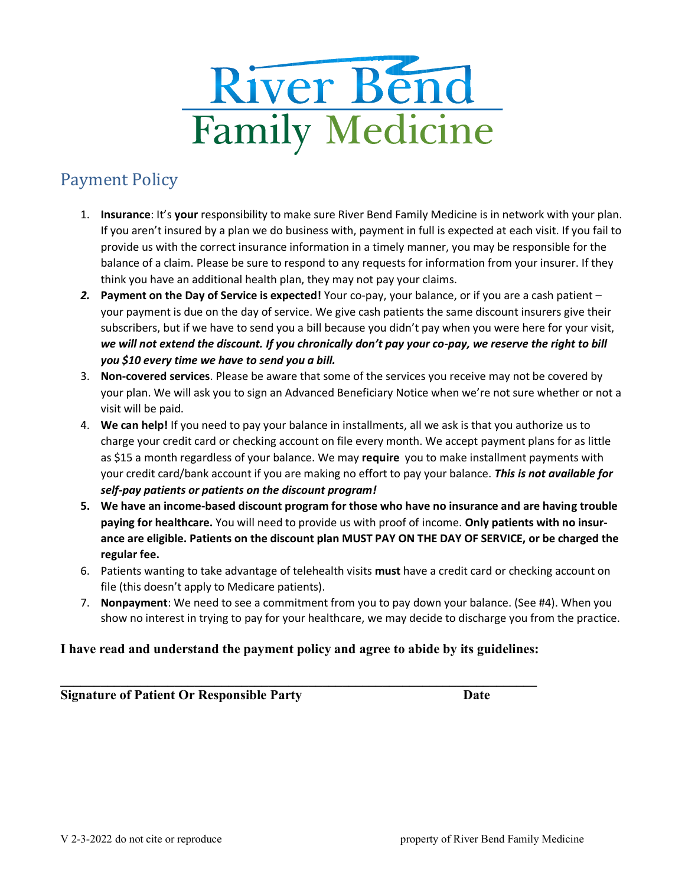# River Bend Family Medicine

## Payment Policy

1. **Insurance**: It's **your** responsibility to make sure River Bend Family Medicine is in network with your plan. If you aren't insured by a plan we do business with, payment in full is expected at each visit. If you fail to provide us with the correct insurance information in a timely manner, you may be responsible for the balance of a claim. Please be sure to respond to any requests for information from your insurer. If they think you have an additional health plan, they may not pay your claims.
2. **Payment on the Day of Service is expected!** Your co-pay, your balance, or if you are a cash patient – your payment is due on the day of service. We give cash patients the same discount insurers give their subscribers, but if we have to send you a bill because you didn't pay when you were here for your visit, ***we will not extend the discount. If you chronically don't pay your co-pay, we reserve the right to bill you $10 every time we have to send you a bill.***
3. **Non-covered services**. Please be aware that some of the services you receive may not be covered by your plan. We will ask you to sign an Advanced Beneficiary Notice when we're not sure whether or not a visit will be paid.
4. **We can help!** If you need to pay your balance in installments, all we ask is that you authorize us to charge your credit card or checking account on file every month. We accept payment plans for as little as $15 a month regardless of your balance. We may **require** you to make installment payments with your credit card/bank account if you are making no effort to pay your balance. ***This is not available for self-pay patients or patients on the discount program!***
5. **We have an income-based discount program for those who have no insurance and are having trouble paying for healthcare.** You will need to provide us with proof of income. **Only patients with no insurance are eligible. Patients on the discount plan MUST PAY ON THE DAY OF SERVICE, or be charged the regular fee.**
6. Patients wanting to take advantage of telehealth visits **must** have a credit card or checking account on file (this doesn't apply to Medicare patients).
7. **Nonpayment**: We need to see a commitment from you to pay down your balance. (See #4). When you show no interest in trying to pay for your healthcare, we may decide to discharge you from the practice.

**I have read and understand the payment policy and agree to abide by its guidelines:**

_______________________________________________________________

**Signature of Patient Or Responsible Party** **Date**

V 2-3-2022 do not cite or reproduce property of River Bend Family Medicine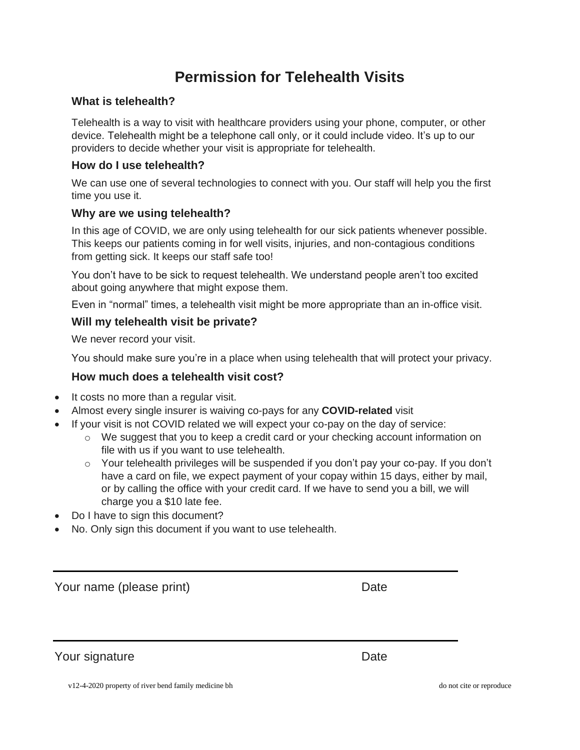# Permission for Telehealth Visits

### What is telehealth?

Telehealth is a way to visit with healthcare providers using your phone, computer, or other device. Telehealth might be a telephone call only, or it could include video. It's up to our providers to decide whether your visit is appropriate for telehealth.

### How do I use telehealth?

We can use one of several technologies to connect with you. Our staff will help you the first time you use it.

### Why are we using telehealth?

In this age of COVID, we are only using telehealth for our sick patients whenever possible. This keeps our patients coming in for well visits, injuries, and non-contagious conditions from getting sick. It keeps our staff safe too!

You don't have to be sick to request telehealth. We understand people aren't too excited about going anywhere that might expose them.

Even in "normal" times, a telehealth visit might be more appropriate than an in-office visit.

### Will my telehealth visit be private?

We never record your visit.

You should make sure you're in a place when using telehealth that will protect your privacy.

### How much does a telehealth visit cost?

- It costs no more than a regular visit.
- Almost every single insurer is waiving co-pays for any **COVID-related** visit
- If your visit is not COVID related we will expect your co-pay on the day of service:
  - We suggest that you to keep a credit card or your checking account information on file with us if you want to use telehealth.
  - Your telehealth privileges will be suspended if you don't pay your co-pay. If you don't have a card on file, we expect payment of your copay within 15 days, either by mail, or by calling the office with your credit card. If we have to send you a bill, we will charge you a $10 late fee.
- Do I have to sign this document?
- No. Only sign this document if you want to use telehealth.

_______________________________________________

Your name (please print) Date

_______________________________________________

Your signature Date

v12-4-2020 property of river bend family medicine bh do not cite or reproduce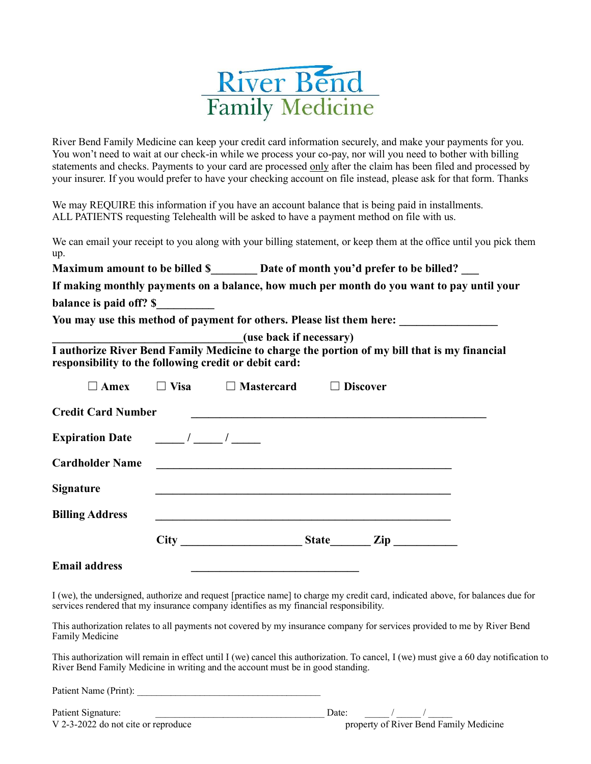# River Bend Family Medicine

River Bend Family Medicine can keep your credit card information securely, and make your payments for you. You won't need to wait at our check-in while we process your co-pay, nor will you need to bother with billing statements and checks. Payments to your card are processed only after the claim has been filed and processed by your insurer. If you would prefer to have your checking account on file instead, please ask for that form. Thanks

We may REQUIRE this information if you have an account balance that is being paid in installments.
ALL PATIENTS requesting Telehealth will be asked to have a payment method on file with us.

We can email your receipt to you along with your billing statement, or keep them at the office until you pick them up.

**Maximum amount to be billed $________ Date of month you'd prefer to be billed? ___**

**If making monthly payments on a balance, how much per month do you want to pay until your balance is paid off? $__________**

**You may use this method of payment for others. Please list them here: _________________**
**__________________________________(use back if necessary)**

**I authorize River Bend Family Medicine to charge the portion of my bill that is my financial responsibility to the following credit or debit card:**

☐ **Amex** ☐ **Visa** ☐ **Mastercard** ☐ **Discover**

**Credit Card Number** _____________________________________________________

**Expiration Date** _____ / _____ / _____

**Cardholder Name** _____________________________________________________

**Signature** _____________________________________________________

**Billing Address** _____________________________________________________

**City** _____________________ **State**_______ **Zip** ___________

**Email address** ______________________________

I (we), the undersigned, authorize and request [practice name] to charge my credit card, indicated above, for balances due for services rendered that my insurance company identifies as my financial responsibility.

This authorization relates to all payments not covered by my insurance company for services provided to me by River Bend Family Medicine

This authorization will remain in effect until I (we) cancel this authorization. To cancel, I (we) must give a 60 day notification to River Bend Family Medicine in writing and the account must be in good standing.

Patient Name (Print): ______________________________________

Patient Signature: ___________________________________ Date: _____ / _____ / _____

V 2-3-2022 do not cite or reproduce property of River Bend Family Medicine